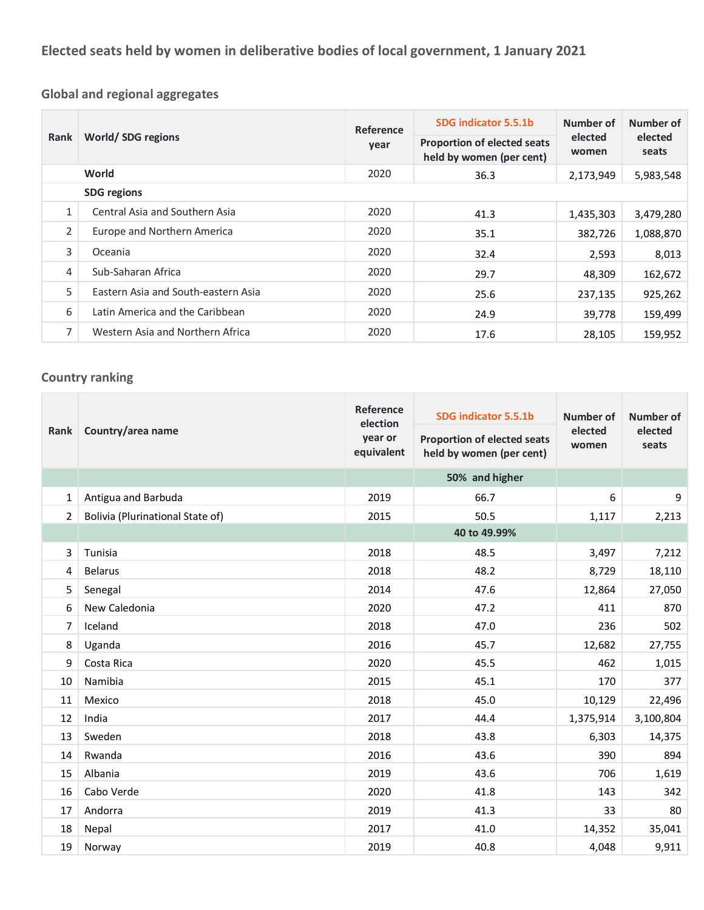# Elected seats held by women in deliberative bodies of local government, 1 January 2021

## Global and regional aggregates

| Rank | World/ SDG regions | Reference year | SDG indicator 5.5.1b<br>Proportion of elected seats held by women (per cent) | Number of elected women | Number of elected seats |
|---|---|---|---|---|---|
| | **World** | 2020 | 36.3 | 2,173,949 | 5,983,548 |
| | **SDG regions** | | | | |
| 1 | Central Asia and Southern Asia | 2020 | 41.3 | 1,435,303 | 3,479,280 |
| 2 | Europe and Northern America | 2020 | 35.1 | 382,726 | 1,088,870 |
| 3 | Oceania | 2020 | 32.4 | 2,593 | 8,013 |
| 4 | Sub-Saharan Africa | 2020 | 29.7 | 48,309 | 162,672 |
| 5 | Eastern Asia and South-eastern Asia | 2020 | 25.6 | 237,135 | 925,262 |
| 6 | Latin America and the Caribbean | 2020 | 24.9 | 39,778 | 159,499 |
| 7 | Western Asia and Northern Africa | 2020 | 17.6 | 28,105 | 159,952 |

## Country ranking

| Rank | Country/area name | Reference election year or equivalent | SDG indicator 5.5.1b<br>Proportion of elected seats held by women (per cent) | Number of elected women | Number of elected seats |
|---|---|---|---|---|---|
| | | | **50% and higher** | | |
| 1 | Antigua and Barbuda | 2019 | 66.7 | 6 | 9 |
| 2 | Bolivia (Plurinational State of) | 2015 | 50.5 | 1,117 | 2,213 |
| | | | **40 to 49.99%** | | |
| 3 | Tunisia | 2018 | 48.5 | 3,497 | 7,212 |
| 4 | Belarus | 2018 | 48.2 | 8,729 | 18,110 |
| 5 | Senegal | 2014 | 47.6 | 12,864 | 27,050 |
| 6 | New Caledonia | 2020 | 47.2 | 411 | 870 |
| 7 | Iceland | 2018 | 47.0 | 236 | 502 |
| 8 | Uganda | 2016 | 45.7 | 12,682 | 27,755 |
| 9 | Costa Rica | 2020 | 45.5 | 462 | 1,015 |
| 10 | Namibia | 2015 | 45.1 | 170 | 377 |
| 11 | Mexico | 2018 | 45.0 | 10,129 | 22,496 |
| 12 | India | 2017 | 44.4 | 1,375,914 | 3,100,804 |
| 13 | Sweden | 2018 | 43.8 | 6,303 | 14,375 |
| 14 | Rwanda | 2016 | 43.6 | 390 | 894 |
| 15 | Albania | 2019 | 43.6 | 706 | 1,619 |
| 16 | Cabo Verde | 2020 | 41.8 | 143 | 342 |
| 17 | Andorra | 2019 | 41.3 | 33 | 80 |
| 18 | Nepal | 2017 | 41.0 | 14,352 | 35,041 |
| 19 | Norway | 2019 | 40.8 | 4,048 | 9,911 |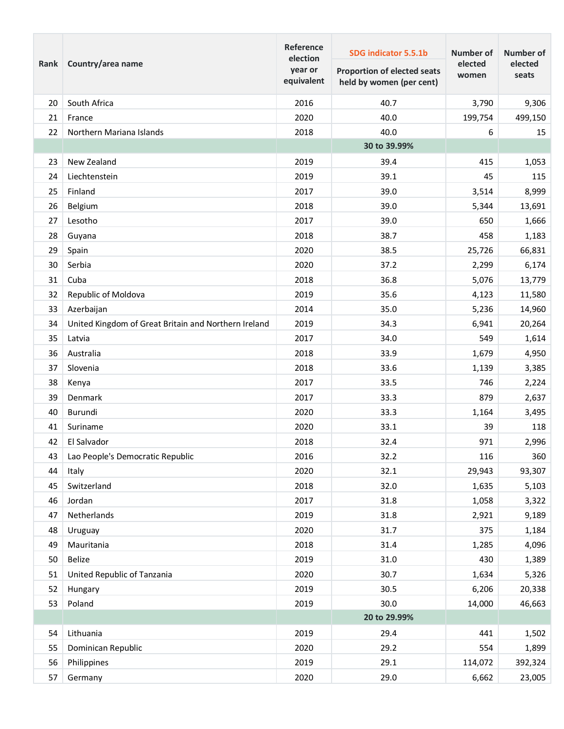| Rank | Country/area name | Reference election year or equivalent | SDG indicator 5.5.1b | Number of elected women | Number of elected seats |
|---|---|---|---|---|---|
| | | | Proportion of elected seats held by women (per cent) | | |
| 20 | South Africa | 2016 | 40.7 | 3,790 | 9,306 |
| 21 | France | 2020 | 40.0 | 199,754 | 499,150 |
| 22 | Northern Mariana Islands | 2018 | 40.0 | 6 | 15 |
| | | | **30 to 39.99%** | | |
| 23 | New Zealand | 2019 | 39.4 | 415 | 1,053 |
| 24 | Liechtenstein | 2019 | 39.1 | 45 | 115 |
| 25 | Finland | 2017 | 39.0 | 3,514 | 8,999 |
| 26 | Belgium | 2018 | 39.0 | 5,344 | 13,691 |
| 27 | Lesotho | 2017 | 39.0 | 650 | 1,666 |
| 28 | Guyana | 2018 | 38.7 | 458 | 1,183 |
| 29 | Spain | 2020 | 38.5 | 25,726 | 66,831 |
| 30 | Serbia | 2020 | 37.2 | 2,299 | 6,174 |
| 31 | Cuba | 2018 | 36.8 | 5,076 | 13,779 |
| 32 | Republic of Moldova | 2019 | 35.6 | 4,123 | 11,580 |
| 33 | Azerbaijan | 2014 | 35.0 | 5,236 | 14,960 |
| 34 | United Kingdom of Great Britain and Northern Ireland | 2019 | 34.3 | 6,941 | 20,264 |
| 35 | Latvia | 2017 | 34.0 | 549 | 1,614 |
| 36 | Australia | 2018 | 33.9 | 1,679 | 4,950 |
| 37 | Slovenia | 2018 | 33.6 | 1,139 | 3,385 |
| 38 | Kenya | 2017 | 33.5 | 746 | 2,224 |
| 39 | Denmark | 2017 | 33.3 | 879 | 2,637 |
| 40 | Burundi | 2020 | 33.3 | 1,164 | 3,495 |
| 41 | Suriname | 2020 | 33.1 | 39 | 118 |
| 42 | El Salvador | 2018 | 32.4 | 971 | 2,996 |
| 43 | Lao People's Democratic Republic | 2016 | 32.2 | 116 | 360 |
| 44 | Italy | 2020 | 32.1 | 29,943 | 93,307 |
| 45 | Switzerland | 2018 | 32.0 | 1,635 | 5,103 |
| 46 | Jordan | 2017 | 31.8 | 1,058 | 3,322 |
| 47 | Netherlands | 2019 | 31.8 | 2,921 | 9,189 |
| 48 | Uruguay | 2020 | 31.7 | 375 | 1,184 |
| 49 | Mauritania | 2018 | 31.4 | 1,285 | 4,096 |
| 50 | Belize | 2019 | 31.0 | 430 | 1,389 |
| 51 | United Republic of Tanzania | 2020 | 30.7 | 1,634 | 5,326 |
| 52 | Hungary | 2019 | 30.5 | 6,206 | 20,338 |
| 53 | Poland | 2019 | 30.0 | 14,000 | 46,663 |
| | | | **20 to 29.99%** | | |
| 54 | Lithuania | 2019 | 29.4 | 441 | 1,502 |
| 55 | Dominican Republic | 2020 | 29.2 | 554 | 1,899 |
| 56 | Philippines | 2019 | 29.1 | 114,072 | 392,324 |
| 57 | Germany | 2020 | 29.0 | 6,662 | 23,005 |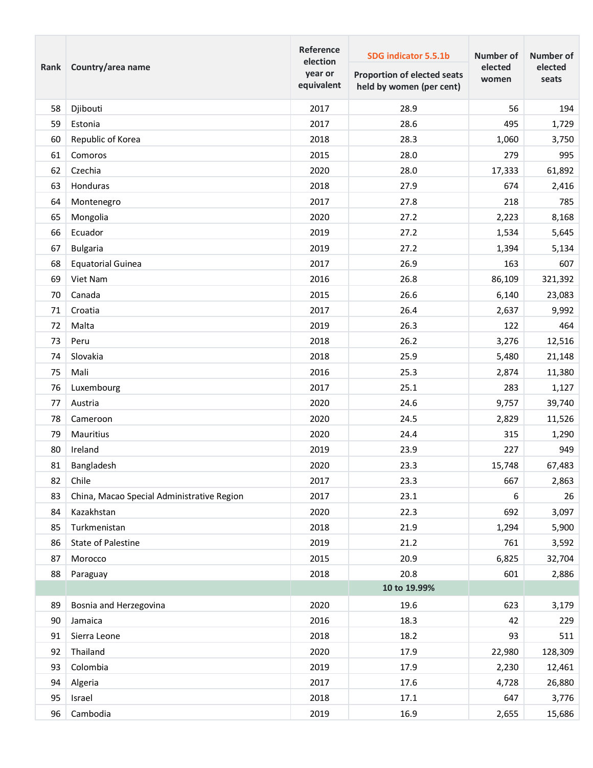| Rank | Country/area name | Reference election year or equivalent | SDG indicator 5.5.1b Proportion of elected seats held by women (per cent) | Number of elected women | Number of elected seats |
|---|---|---|---|---|---|
| 58 | Djibouti | 2017 | 28.9 | 56 | 194 |
| 59 | Estonia | 2017 | 28.6 | 495 | 1,729 |
| 60 | Republic of Korea | 2018 | 28.3 | 1,060 | 3,750 |
| 61 | Comoros | 2015 | 28.0 | 279 | 995 |
| 62 | Czechia | 2020 | 28.0 | 17,333 | 61,892 |
| 63 | Honduras | 2018 | 27.9 | 674 | 2,416 |
| 64 | Montenegro | 2017 | 27.8 | 218 | 785 |
| 65 | Mongolia | 2020 | 27.2 | 2,223 | 8,168 |
| 66 | Ecuador | 2019 | 27.2 | 1,534 | 5,645 |
| 67 | Bulgaria | 2019 | 27.2 | 1,394 | 5,134 |
| 68 | Equatorial Guinea | 2017 | 26.9 | 163 | 607 |
| 69 | Viet Nam | 2016 | 26.8 | 86,109 | 321,392 |
| 70 | Canada | 2015 | 26.6 | 6,140 | 23,083 |
| 71 | Croatia | 2017 | 26.4 | 2,637 | 9,992 |
| 72 | Malta | 2019 | 26.3 | 122 | 464 |
| 73 | Peru | 2018 | 26.2 | 3,276 | 12,516 |
| 74 | Slovakia | 2018 | 25.9 | 5,480 | 21,148 |
| 75 | Mali | 2016 | 25.3 | 2,874 | 11,380 |
| 76 | Luxembourg | 2017 | 25.1 | 283 | 1,127 |
| 77 | Austria | 2020 | 24.6 | 9,757 | 39,740 |
| 78 | Cameroon | 2020 | 24.5 | 2,829 | 11,526 |
| 79 | Mauritius | 2020 | 24.4 | 315 | 1,290 |
| 80 | Ireland | 2019 | 23.9 | 227 | 949 |
| 81 | Bangladesh | 2020 | 23.3 | 15,748 | 67,483 |
| 82 | Chile | 2017 | 23.3 | 667 | 2,863 |
| 83 | China, Macao Special Administrative Region | 2017 | 23.1 | 6 | 26 |
| 84 | Kazakhstan | 2020 | 22.3 | 692 | 3,097 |
| 85 | Turkmenistan | 2018 | 21.9 | 1,294 | 5,900 |
| 86 | State of Palestine | 2019 | 21.2 | 761 | 3,592 |
| 87 | Morocco | 2015 | 20.9 | 6,825 | 32,704 |
| 88 | Paraguay | 2018 | 20.8 | 601 | 2,886 |
| | | | **10 to 19.99%** | | |
| 89 | Bosnia and Herzegovina | 2020 | 19.6 | 623 | 3,179 |
| 90 | Jamaica | 2016 | 18.3 | 42 | 229 |
| 91 | Sierra Leone | 2018 | 18.2 | 93 | 511 |
| 92 | Thailand | 2020 | 17.9 | 22,980 | 128,309 |
| 93 | Colombia | 2019 | 17.9 | 2,230 | 12,461 |
| 94 | Algeria | 2017 | 17.6 | 4,728 | 26,880 |
| 95 | Israel | 2018 | 17.1 | 647 | 3,776 |
| 96 | Cambodia | 2019 | 16.9 | 2,655 | 15,686 |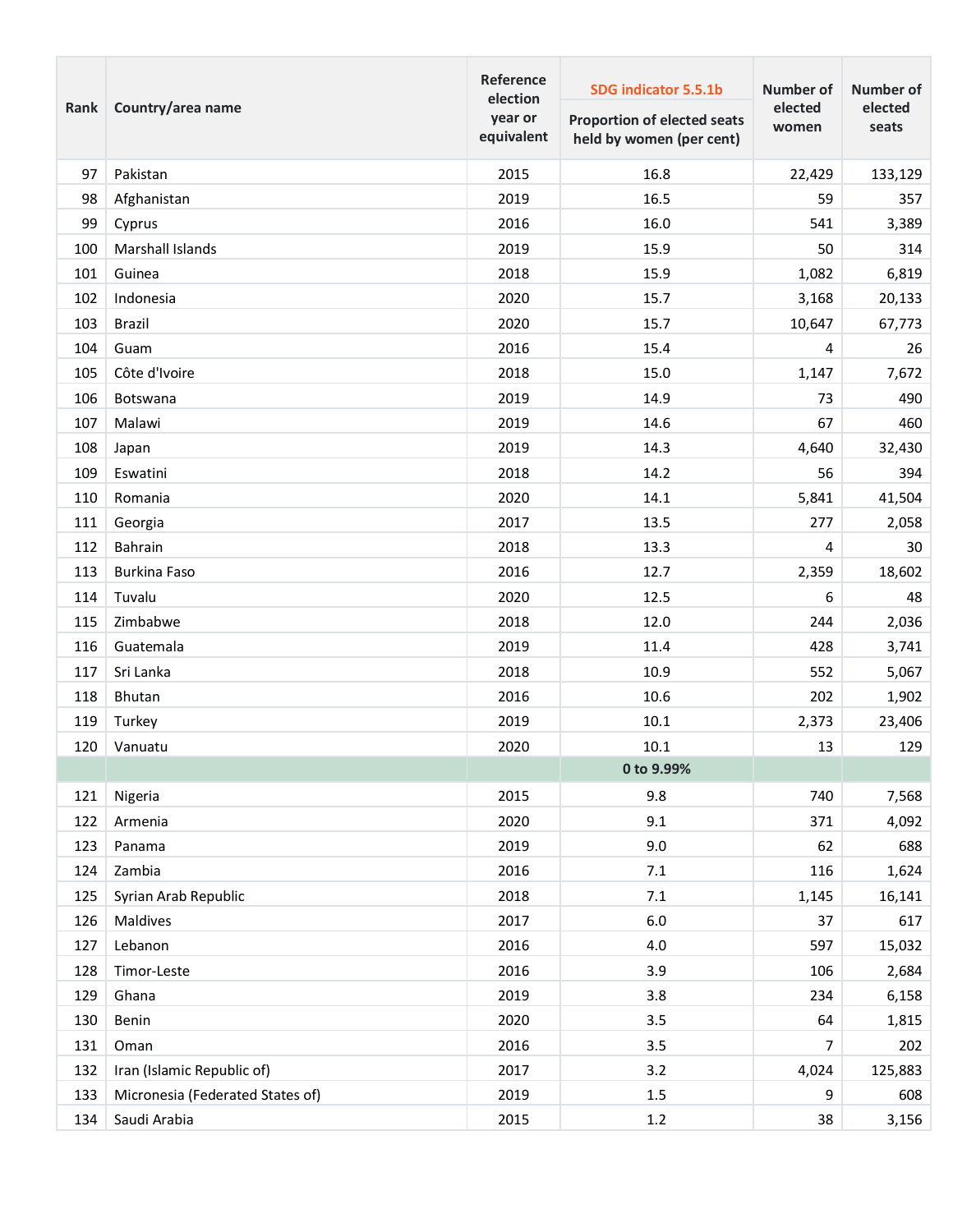| Rank | Country/area name | Reference election year or equivalent | SDG indicator 5.5.1b Proportion of elected seats held by women (per cent) | Number of elected women | Number of elected seats |
|---|---|---|---|---|---|
| 97 | Pakistan | 2015 | 16.8 | 22,429 | 133,129 |
| 98 | Afghanistan | 2019 | 16.5 | 59 | 357 |
| 99 | Cyprus | 2016 | 16.0 | 541 | 3,389 |
| 100 | Marshall Islands | 2019 | 15.9 | 50 | 314 |
| 101 | Guinea | 2018 | 15.9 | 1,082 | 6,819 |
| 102 | Indonesia | 2020 | 15.7 | 3,168 | 20,133 |
| 103 | Brazil | 2020 | 15.7 | 10,647 | 67,773 |
| 104 | Guam | 2016 | 15.4 | 4 | 26 |
| 105 | Côte d'Ivoire | 2018 | 15.0 | 1,147 | 7,672 |
| 106 | Botswana | 2019 | 14.9 | 73 | 490 |
| 107 | Malawi | 2019 | 14.6 | 67 | 460 |
| 108 | Japan | 2019 | 14.3 | 4,640 | 32,430 |
| 109 | Eswatini | 2018 | 14.2 | 56 | 394 |
| 110 | Romania | 2020 | 14.1 | 5,841 | 41,504 |
| 111 | Georgia | 2017 | 13.5 | 277 | 2,058 |
| 112 | Bahrain | 2018 | 13.3 | 4 | 30 |
| 113 | Burkina Faso | 2016 | 12.7 | 2,359 | 18,602 |
| 114 | Tuvalu | 2020 | 12.5 | 6 | 48 |
| 115 | Zimbabwe | 2018 | 12.0 | 244 | 2,036 |
| 116 | Guatemala | 2019 | 11.4 | 428 | 3,741 |
| 117 | Sri Lanka | 2018 | 10.9 | 552 | 5,067 |
| 118 | Bhutan | 2016 | 10.6 | 202 | 1,902 |
| 119 | Turkey | 2019 | 10.1 | 2,373 | 23,406 |
| 120 | Vanuatu | 2020 | 10.1 | 13 | 129 |
| | | | **0 to 9.99%** | | |
| 121 | Nigeria | 2015 | 9.8 | 740 | 7,568 |
| 122 | Armenia | 2020 | 9.1 | 371 | 4,092 |
| 123 | Panama | 2019 | 9.0 | 62 | 688 |
| 124 | Zambia | 2016 | 7.1 | 116 | 1,624 |
| 125 | Syrian Arab Republic | 2018 | 7.1 | 1,145 | 16,141 |
| 126 | Maldives | 2017 | 6.0 | 37 | 617 |
| 127 | Lebanon | 2016 | 4.0 | 597 | 15,032 |
| 128 | Timor-Leste | 2016 | 3.9 | 106 | 2,684 |
| 129 | Ghana | 2019 | 3.8 | 234 | 6,158 |
| 130 | Benin | 2020 | 3.5 | 64 | 1,815 |
| 131 | Oman | 2016 | 3.5 | 7 | 202 |
| 132 | Iran (Islamic Republic of) | 2017 | 3.2 | 4,024 | 125,883 |
| 133 | Micronesia (Federated States of) | 2019 | 1.5 | 9 | 608 |
| 134 | Saudi Arabia | 2015 | 1.2 | 38 | 3,156 |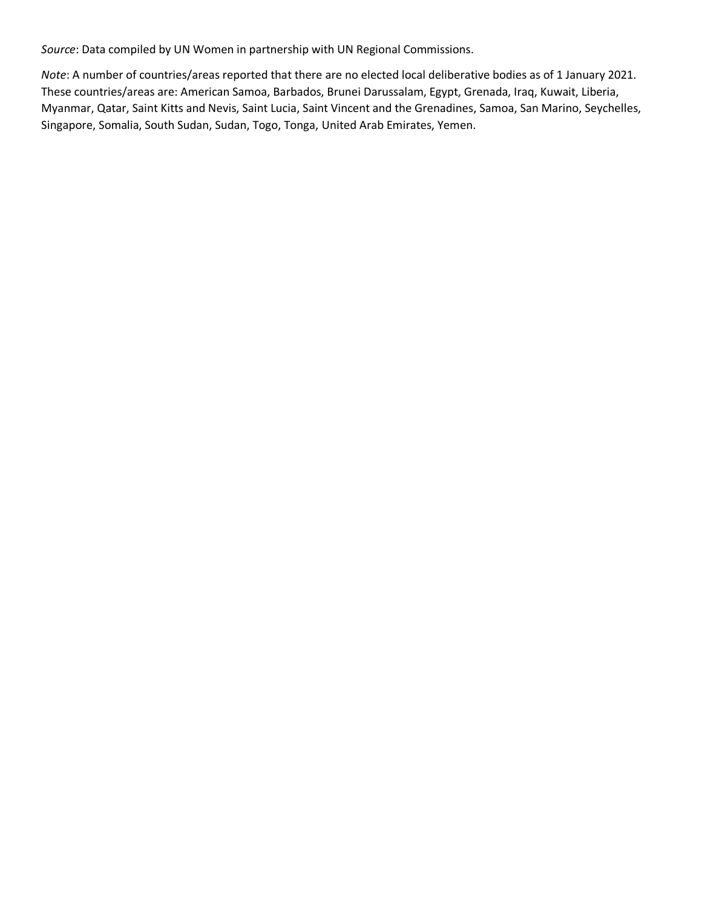*Source*: Data compiled by UN Women in partnership with UN Regional Commissions.

*Note*: A number of countries/areas reported that there are no elected local deliberative bodies as of 1 January 2021. These countries/areas are: American Samoa, Barbados, Brunei Darussalam, Egypt, Grenada, Iraq, Kuwait, Liberia, Myanmar, Qatar, Saint Kitts and Nevis, Saint Lucia, Saint Vincent and the Grenadines, Samoa, San Marino, Seychelles, Singapore, Somalia, South Sudan, Sudan, Togo, Tonga, United Arab Emirates, Yemen.